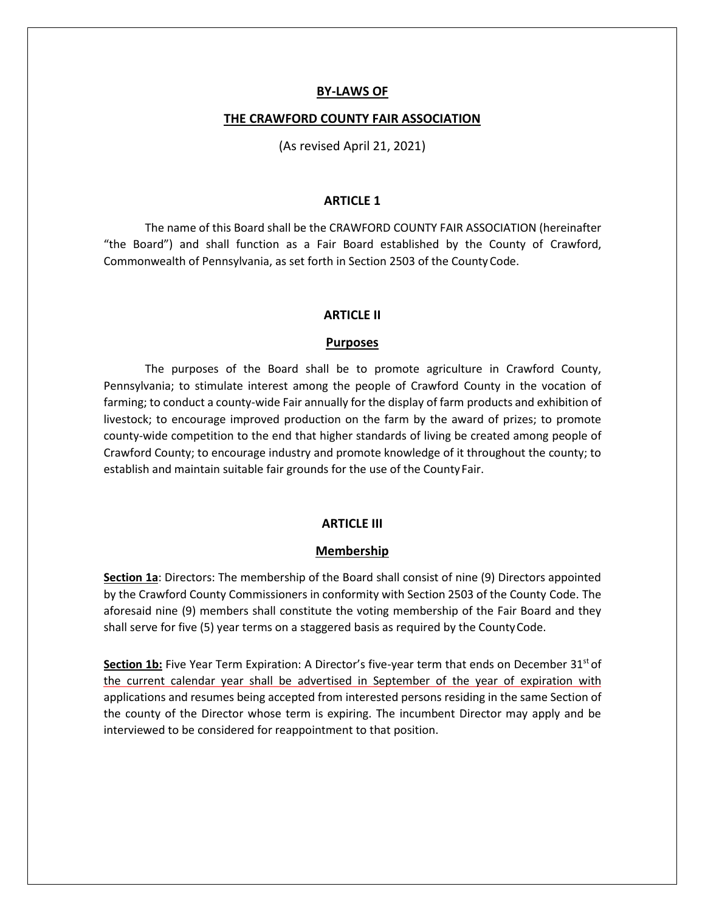**BY-LAWS OF**

**THE CRAWFORD COUNTY FAIR ASSOCIATION**

(As revised April 21, 2021)

## ARTICLE 1

The name of this Board shall be the CRAWFORD COUNTY FAIR ASSOCIATION (hereinafter "the Board") and shall function as a Fair Board established by the County of Crawford, Commonwealth of Pennsylvania, as set forth in Section 2503 of the County Code.

## ARTICLE II

### Purposes

The purposes of the Board shall be to promote agriculture in Crawford County, Pennsylvania; to stimulate interest among the people of Crawford County in the vocation of farming; to conduct a county-wide Fair annually for the display of farm products and exhibition of livestock; to encourage improved production on the farm by the award of prizes; to promote county-wide competition to the end that higher standards of living be created among people of Crawford County; to encourage industry and promote knowledge of it throughout the county; to establish and maintain suitable fair grounds for the use of the County Fair.

## ARTICLE III

### Membership

**Section 1a**: Directors: The membership of the Board shall consist of nine (9) Directors appointed by the Crawford County Commissioners in conformity with Section 2503 of the County Code. The aforesaid nine (9) members shall constitute the voting membership of the Fair Board and they shall serve for five (5) year terms on a staggered basis as required by the County Code.

**Section 1b:** Five Year Term Expiration: A Director's five-year term that ends on December 31st of the current calendar year shall be advertised in September of the year of expiration with applications and resumes being accepted from interested persons residing in the same Section of the county of the Director whose term is expiring. The incumbent Director may apply and be interviewed to be considered for reappointment to that position.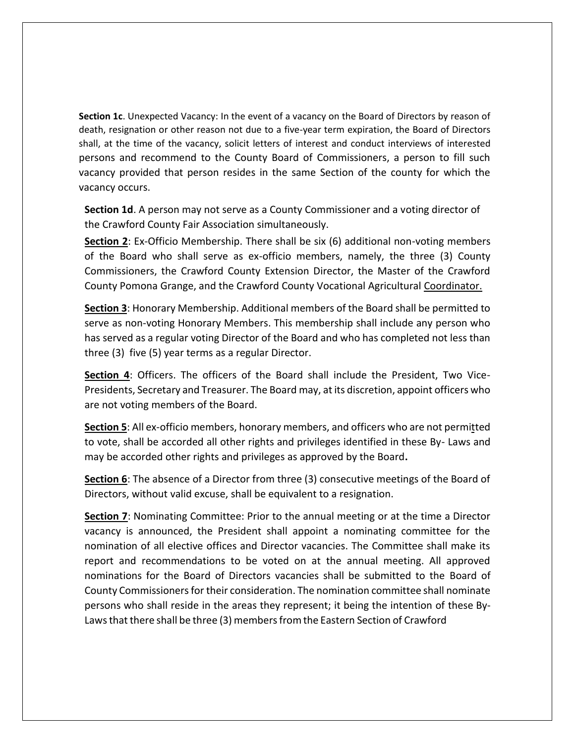**Section 1c**. Unexpected Vacancy: In the event of a vacancy on the Board of Directors by reason of death, resignation or other reason not due to a five-year term expiration, the Board of Directors shall, at the time of the vacancy, solicit letters of interest and conduct interviews of interested persons and recommend to the County Board of Commissioners, a person to fill such vacancy provided that person resides in the same Section of the county for which the vacancy occurs.

**Section 1d**. A person may not serve as a County Commissioner and a voting director of the Crawford County Fair Association simultaneously.

**Section 2**: Ex-Officio Membership. There shall be six (6) additional non-voting members of the Board who shall serve as ex-officio members, namely, the three (3) County Commissioners, the Crawford County Extension Director, the Master of the Crawford County Pomona Grange, and the Crawford County Vocational Agricultural Coordinator.

**Section 3**: Honorary Membership. Additional members of the Board shall be permitted to serve as non-voting Honorary Members. This membership shall include any person who has served as a regular voting Director of the Board and who has completed not less than three (3) five (5) year terms as a regular Director.

**Section 4**: Officers. The officers of the Board shall include the President, Two Vice-Presidents, Secretary and Treasurer. The Board may, at its discretion, appoint officers who are not voting members of the Board.

**Section 5**: All ex-officio members, honorary members, and officers who are not permitted to vote, shall be accorded all other rights and privileges identified in these By- Laws and may be accorded other rights and privileges as approved by the Board.

**Section 6**: The absence of a Director from three (3) consecutive meetings of the Board of Directors, without valid excuse, shall be equivalent to a resignation.

**Section 7**: Nominating Committee: Prior to the annual meeting or at the time a Director vacancy is announced, the President shall appoint a nominating committee for the nomination of all elective offices and Director vacancies. The Committee shall make its report and recommendations to be voted on at the annual meeting. All approved nominations for the Board of Directors vacancies shall be submitted to the Board of County Commissioners for their consideration. The nomination committee shall nominate persons who shall reside in the areas they represent; it being the intention of these By-Laws that there shall be three (3) members from the Eastern Section of Crawford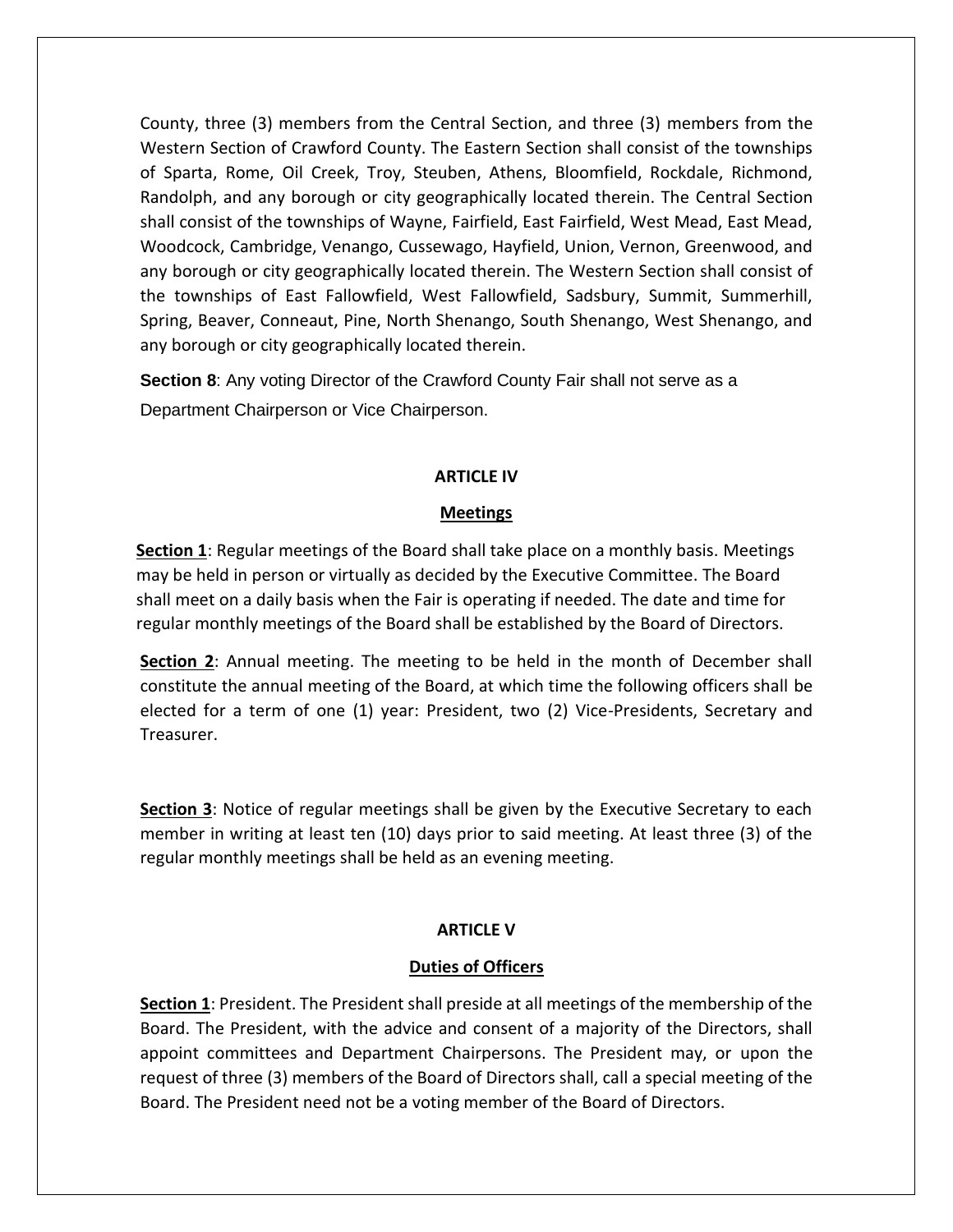County, three (3) members from the Central Section, and three (3) members from the Western Section of Crawford County. The Eastern Section shall consist of the townships of Sparta, Rome, Oil Creek, Troy, Steuben, Athens, Bloomfield, Rockdale, Richmond, Randolph, and any borough or city geographically located therein. The Central Section shall consist of the townships of Wayne, Fairfield, East Fairfield, West Mead, East Mead, Woodcock, Cambridge, Venango, Cussewago, Hayfield, Union, Vernon, Greenwood, and any borough or city geographically located therein. The Western Section shall consist of the townships of East Fallowfield, West Fallowfield, Sadsbury, Summit, Summerhill, Spring, Beaver, Conneaut, Pine, North Shenango, South Shenango, West Shenango, and any borough or city geographically located therein.

**Section 8**: Any voting Director of the Crawford County Fair shall not serve as a Department Chairperson or Vice Chairperson.

## ARTICLE IV

### Meetings

**Section 1**: Regular meetings of the Board shall take place on a monthly basis. Meetings may be held in person or virtually as decided by the Executive Committee. The Board shall meet on a daily basis when the Fair is operating if needed. The date and time for regular monthly meetings of the Board shall be established by the Board of Directors.

**Section 2**: Annual meeting. The meeting to be held in the month of December shall constitute the annual meeting of the Board, at which time the following officers shall be elected for a term of one (1) year: President, two (2) Vice-Presidents, Secretary and Treasurer.

**Section 3**: Notice of regular meetings shall be given by the Executive Secretary to each member in writing at least ten (10) days prior to said meeting. At least three (3) of the regular monthly meetings shall be held as an evening meeting.

## ARTICLE V

### Duties of Officers

**Section 1**: President. The President shall preside at all meetings of the membership of the Board. The President, with the advice and consent of a majority of the Directors, shall appoint committees and Department Chairpersons. The President may, or upon the request of three (3) members of the Board of Directors shall, call a special meeting of the Board. The President need not be a voting member of the Board of Directors.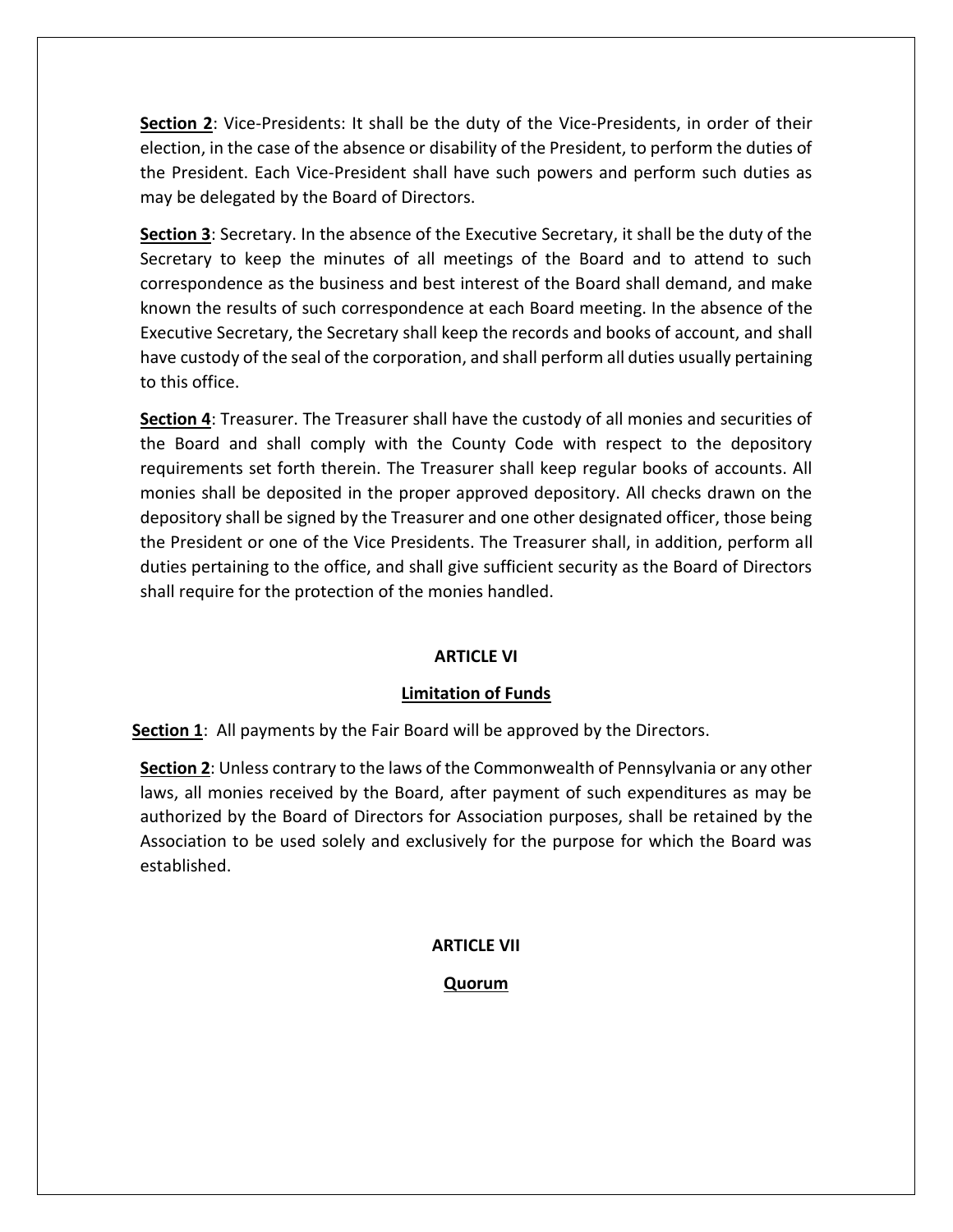**Section 2**: Vice-Presidents: It shall be the duty of the Vice-Presidents, in order of their election, in the case of the absence or disability of the President, to perform the duties of the President. Each Vice-President shall have such powers and perform such duties as may be delegated by the Board of Directors.

**Section 3**: Secretary. In the absence of the Executive Secretary, it shall be the duty of the Secretary to keep the minutes of all meetings of the Board and to attend to such correspondence as the business and best interest of the Board shall demand, and make known the results of such correspondence at each Board meeting. In the absence of the Executive Secretary, the Secretary shall keep the records and books of account, and shall have custody of the seal of the corporation, and shall perform all duties usually pertaining to this office.

**Section 4**: Treasurer. The Treasurer shall have the custody of all monies and securities of the Board and shall comply with the County Code with respect to the depository requirements set forth therein. The Treasurer shall keep regular books of accounts. All monies shall be deposited in the proper approved depository. All checks drawn on the depository shall be signed by the Treasurer and one other designated officer, those being the President or one of the Vice Presidents. The Treasurer shall, in addition, perform all duties pertaining to the office, and shall give sufficient security as the Board of Directors shall require for the protection of the monies handled.

## ARTICLE VI

### Limitation of Funds

**Section 1**: All payments by the Fair Board will be approved by the Directors.

**Section 2**: Unless contrary to the laws of the Commonwealth of Pennsylvania or any other laws, all monies received by the Board, after payment of such expenditures as may be authorized by the Board of Directors for Association purposes, shall be retained by the Association to be used solely and exclusively for the purpose for which the Board was established.

## ARTICLE VII

### Quorum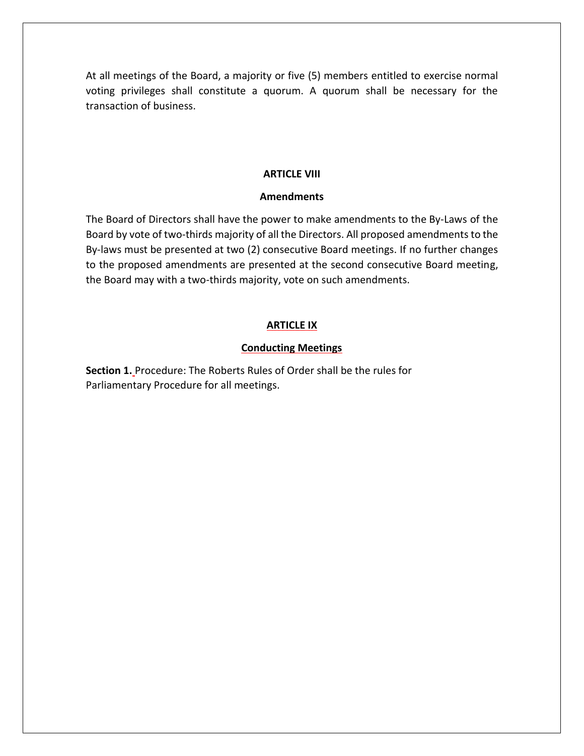At all meetings of the Board, a majority or five (5) members entitled to exercise normal voting privileges shall constitute a quorum. A quorum shall be necessary for the transaction of business.

## ARTICLE VIII

## Amendments

The Board of Directors shall have the power to make amendments to the By-Laws of the Board by vote of two-thirds majority of all the Directors. All proposed amendments to the By-laws must be presented at two (2) consecutive Board meetings. If no further changes to the proposed amendments are presented at the second consecutive Board meeting, the Board may with a two-thirds majority, vote on such amendments.

## ARTICLE IX

## Conducting Meetings

**Section 1.** Procedure: The Roberts Rules of Order shall be the rules for Parliamentary Procedure for all meetings.